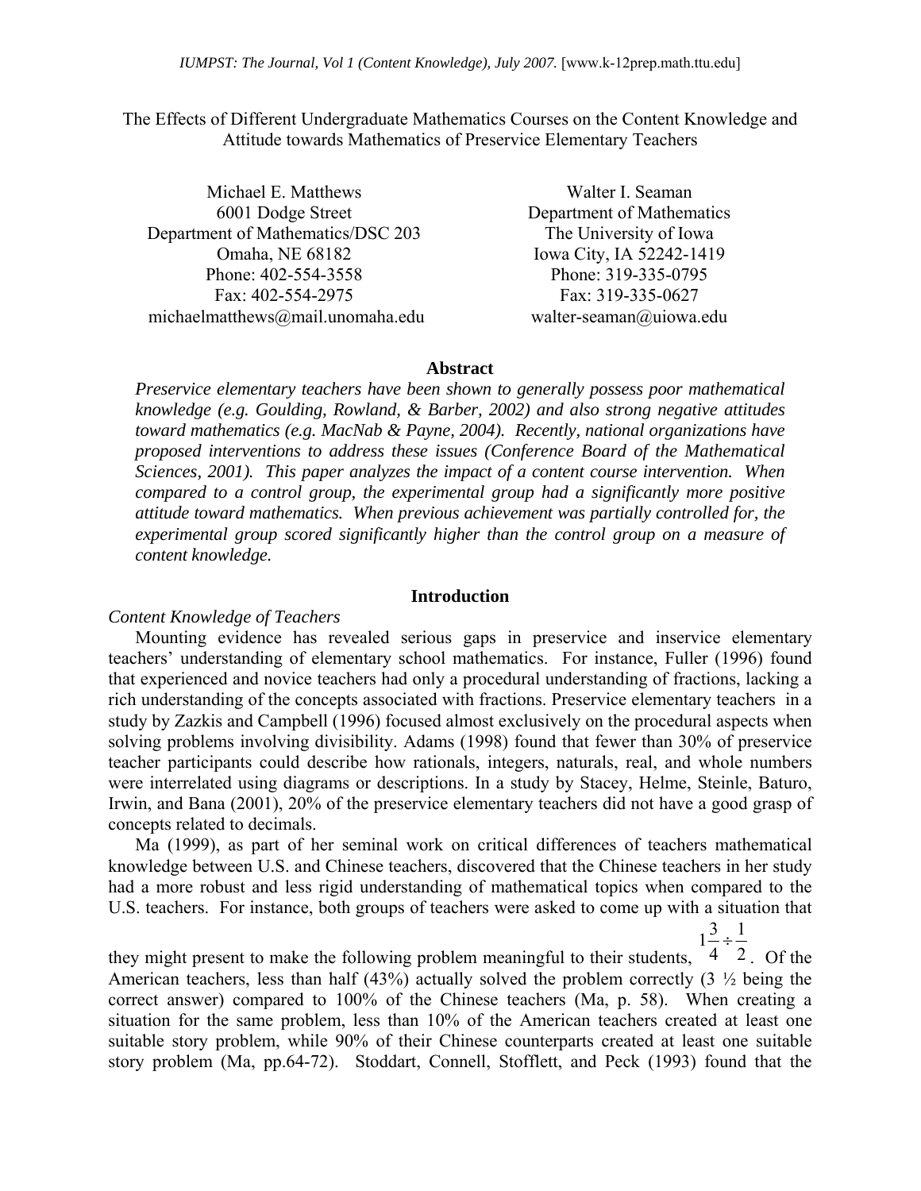# The Effects of Different Undergraduate Mathematics Courses on the Content Knowledge and Attitude towards Mathematics of Preservice Elementary Teachers

Michael E. Matthews
6001 Dodge Street
Department of Mathematics/DSC 203
Omaha, NE 68182
Phone: 402-554-3558
Fax: 402-554-2975
michaelmatthews@mail.unomaha.edu

Walter I. Seaman
Department of Mathematics
The University of Iowa
Iowa City, IA 52242-1419
Phone: 319-335-0795
Fax: 319-335-0627
walter-seaman@uiowa.edu

## Abstract

*Preservice elementary teachers have been shown to generally possess poor mathematical knowledge (e.g. Goulding, Rowland, & Barber, 2002) and also strong negative attitudes toward mathematics (e.g. MacNab & Payne, 2004). Recently, national organizations have proposed interventions to address these issues (Conference Board of the Mathematical Sciences, 2001). This paper analyzes the impact of a content course intervention. When compared to a control group, the experimental group had a significantly more positive attitude toward mathematics. When previous achievement was partially controlled for, the experimental group scored significantly higher than the control group on a measure of content knowledge.*

## Introduction

### *Content Knowledge of Teachers*

Mounting evidence has revealed serious gaps in preservice and inservice elementary teachers' understanding of elementary school mathematics. For instance, Fuller (1996) found that experienced and novice teachers had only a procedural understanding of fractions, lacking a rich understanding of the concepts associated with fractions. Preservice elementary teachers in a study by Zazkis and Campbell (1996) focused almost exclusively on the procedural aspects when solving problems involving divisibility. Adams (1998) found that fewer than 30% of preservice teacher participants could describe how rationals, integers, naturals, real, and whole numbers were interrelated using diagrams or descriptions. In a study by Stacey, Helme, Steinle, Baturo, Irwin, and Bana (2001), 20% of the preservice elementary teachers did not have a good grasp of concepts related to decimals.

Ma (1999), as part of her seminal work on critical differences of teachers mathematical knowledge between U.S. and Chinese teachers, discovered that the Chinese teachers in her study had a more robust and less rigid understanding of mathematical topics when compared to the U.S. teachers. For instance, both groups of teachers were asked to come up with a situation that they might present to make the following problem meaningful to their students, $1\frac{3}{4} \div \frac{1}{2}$. Of the American teachers, less than half (43%) actually solved the problem correctly (3 ½ being the correct answer) compared to 100% of the Chinese teachers (Ma, p. 58). When creating a situation for the same problem, less than 10% of the American teachers created at least one suitable story problem, while 90% of their Chinese counterparts created at least one suitable story problem (Ma, pp.64-72). Stoddart, Connell, Stofflett, and Peck (1993) found that the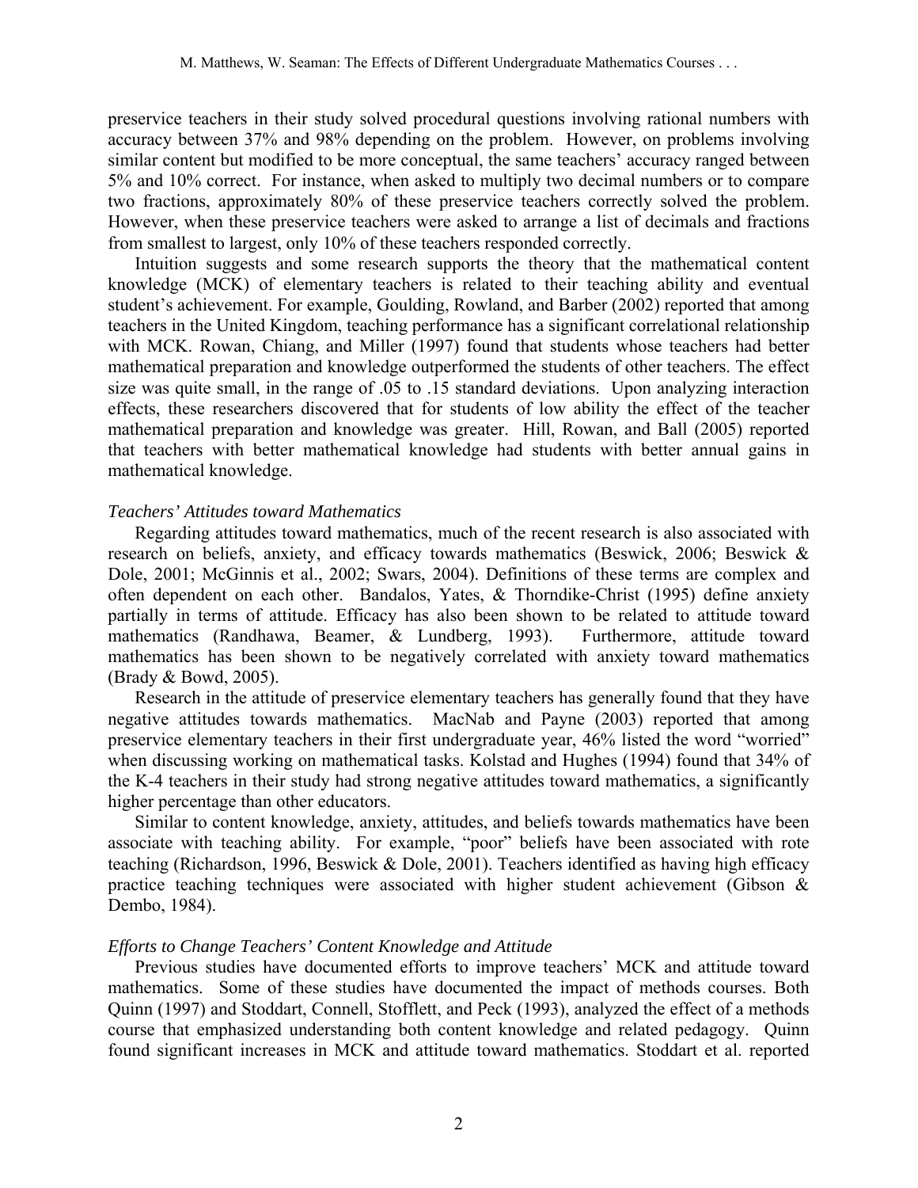preservice teachers in their study solved procedural questions involving rational numbers with accuracy between 37% and 98% depending on the problem. However, on problems involving similar content but modified to be more conceptual, the same teachers' accuracy ranged between 5% and 10% correct. For instance, when asked to multiply two decimal numbers or to compare two fractions, approximately 80% of these preservice teachers correctly solved the problem. However, when these preservice teachers were asked to arrange a list of decimals and fractions from smallest to largest, only 10% of these teachers responded correctly.

Intuition suggests and some research supports the theory that the mathematical content knowledge (MCK) of elementary teachers is related to their teaching ability and eventual student's achievement. For example, Goulding, Rowland, and Barber (2002) reported that among teachers in the United Kingdom, teaching performance has a significant correlational relationship with MCK. Rowan, Chiang, and Miller (1997) found that students whose teachers had better mathematical preparation and knowledge outperformed the students of other teachers. The effect size was quite small, in the range of .05 to .15 standard deviations. Upon analyzing interaction effects, these researchers discovered that for students of low ability the effect of the teacher mathematical preparation and knowledge was greater. Hill, Rowan, and Ball (2005) reported that teachers with better mathematical knowledge had students with better annual gains in mathematical knowledge.

*Teachers' Attitudes toward Mathematics*

Regarding attitudes toward mathematics, much of the recent research is also associated with research on beliefs, anxiety, and efficacy towards mathematics (Beswick, 2006; Beswick & Dole, 2001; McGinnis et al., 2002; Swars, 2004). Definitions of these terms are complex and often dependent on each other. Bandalos, Yates, & Thorndike-Christ (1995) define anxiety partially in terms of attitude. Efficacy has also been shown to be related to attitude toward mathematics (Randhawa, Beamer, & Lundberg, 1993). Furthermore, attitude toward mathematics has been shown to be negatively correlated with anxiety toward mathematics (Brady & Bowd, 2005).

Research in the attitude of preservice elementary teachers has generally found that they have negative attitudes towards mathematics. MacNab and Payne (2003) reported that among preservice elementary teachers in their first undergraduate year, 46% listed the word "worried" when discussing working on mathematical tasks. Kolstad and Hughes (1994) found that 34% of the K-4 teachers in their study had strong negative attitudes toward mathematics, a significantly higher percentage than other educators.

Similar to content knowledge, anxiety, attitudes, and beliefs towards mathematics have been associate with teaching ability. For example, "poor" beliefs have been associated with rote teaching (Richardson, 1996, Beswick & Dole, 2001). Teachers identified as having high efficacy practice teaching techniques were associated with higher student achievement (Gibson & Dembo, 1984).

*Efforts to Change Teachers' Content Knowledge and Attitude*

Previous studies have documented efforts to improve teachers' MCK and attitude toward mathematics. Some of these studies have documented the impact of methods courses. Both Quinn (1997) and Stoddart, Connell, Stofflett, and Peck (1993), analyzed the effect of a methods course that emphasized understanding both content knowledge and related pedagogy. Quinn found significant increases in MCK and attitude toward mathematics. Stoddart et al. reported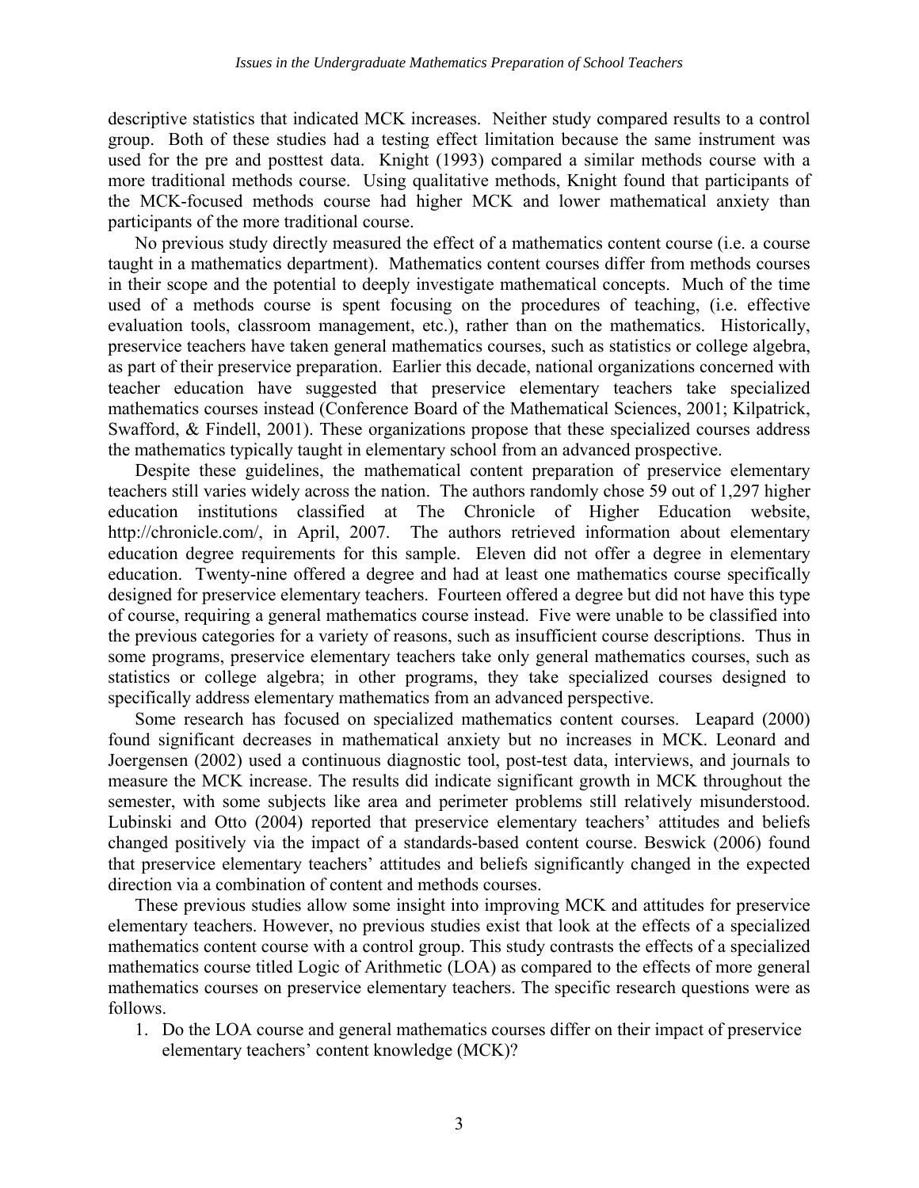descriptive statistics that indicated MCK increases. Neither study compared results to a control group. Both of these studies had a testing effect limitation because the same instrument was used for the pre and posttest data. Knight (1993) compared a similar methods course with a more traditional methods course. Using qualitative methods, Knight found that participants of the MCK-focused methods course had higher MCK and lower mathematical anxiety than participants of the more traditional course.

No previous study directly measured the effect of a mathematics content course (i.e. a course taught in a mathematics department). Mathematics content courses differ from methods courses in their scope and the potential to deeply investigate mathematical concepts. Much of the time used of a methods course is spent focusing on the procedures of teaching, (i.e. effective evaluation tools, classroom management, etc.), rather than on the mathematics. Historically, preservice teachers have taken general mathematics courses, such as statistics or college algebra, as part of their preservice preparation. Earlier this decade, national organizations concerned with teacher education have suggested that preservice elementary teachers take specialized mathematics courses instead (Conference Board of the Mathematical Sciences, 2001; Kilpatrick, Swafford, & Findell, 2001). These organizations propose that these specialized courses address the mathematics typically taught in elementary school from an advanced prospective.

Despite these guidelines, the mathematical content preparation of preservice elementary teachers still varies widely across the nation. The authors randomly chose 59 out of 1,297 higher education institutions classified at The Chronicle of Higher Education website, http://chronicle.com/, in April, 2007. The authors retrieved information about elementary education degree requirements for this sample. Eleven did not offer a degree in elementary education. Twenty-nine offered a degree and had at least one mathematics course specifically designed for preservice elementary teachers. Fourteen offered a degree but did not have this type of course, requiring a general mathematics course instead. Five were unable to be classified into the previous categories for a variety of reasons, such as insufficient course descriptions. Thus in some programs, preservice elementary teachers take only general mathematics courses, such as statistics or college algebra; in other programs, they take specialized courses designed to specifically address elementary mathematics from an advanced perspective.

Some research has focused on specialized mathematics content courses. Leapard (2000) found significant decreases in mathematical anxiety but no increases in MCK. Leonard and Joergensen (2002) used a continuous diagnostic tool, post-test data, interviews, and journals to measure the MCK increase. The results did indicate significant growth in MCK throughout the semester, with some subjects like area and perimeter problems still relatively misunderstood. Lubinski and Otto (2004) reported that preservice elementary teachers' attitudes and beliefs changed positively via the impact of a standards-based content course. Beswick (2006) found that preservice elementary teachers' attitudes and beliefs significantly changed in the expected direction via a combination of content and methods courses.

These previous studies allow some insight into improving MCK and attitudes for preservice elementary teachers. However, no previous studies exist that look at the effects of a specialized mathematics content course with a control group. This study contrasts the effects of a specialized mathematics course titled Logic of Arithmetic (LOA) as compared to the effects of more general mathematics courses on preservice elementary teachers. The specific research questions were as follows.

1. Do the LOA course and general mathematics courses differ on their impact of preservice elementary teachers' content knowledge (MCK)?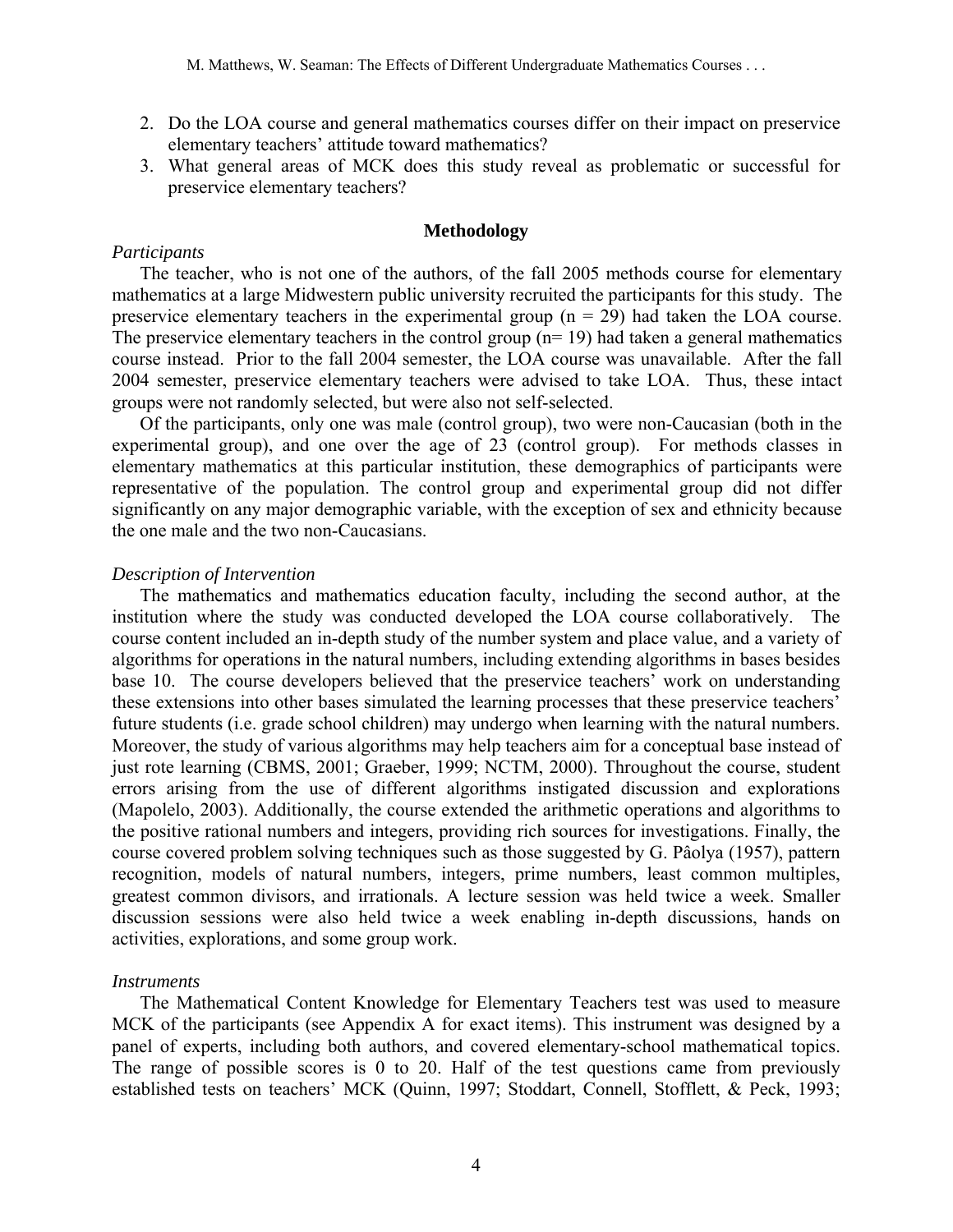2. Do the LOA course and general mathematics courses differ on their impact on preservice elementary teachers' attitude toward mathematics?
3. What general areas of MCK does this study reveal as problematic or successful for preservice elementary teachers?

## Methodology

### *Participants*

The teacher, who is not one of the authors, of the fall 2005 methods course for elementary mathematics at a large Midwestern public university recruited the participants for this study. The preservice elementary teachers in the experimental group (n = 29) had taken the LOA course. The preservice elementary teachers in the control group (n= 19) had taken a general mathematics course instead. Prior to the fall 2004 semester, the LOA course was unavailable. After the fall 2004 semester, preservice elementary teachers were advised to take LOA. Thus, these intact groups were not randomly selected, but were also not self-selected.

Of the participants, only one was male (control group), two were non-Caucasian (both in the experimental group), and one over the age of 23 (control group). For methods classes in elementary mathematics at this particular institution, these demographics of participants were representative of the population. The control group and experimental group did not differ significantly on any major demographic variable, with the exception of sex and ethnicity because the one male and the two non-Caucasians.

### *Description of Intervention*

The mathematics and mathematics education faculty, including the second author, at the institution where the study was conducted developed the LOA course collaboratively. The course content included an in-depth study of the number system and place value, and a variety of algorithms for operations in the natural numbers, including extending algorithms in bases besides base 10. The course developers believed that the preservice teachers' work on understanding these extensions into other bases simulated the learning processes that these preservice teachers' future students (i.e. grade school children) may undergo when learning with the natural numbers. Moreover, the study of various algorithms may help teachers aim for a conceptual base instead of just rote learning (CBMS, 2001; Graeber, 1999; NCTM, 2000). Throughout the course, student errors arising from the use of different algorithms instigated discussion and explorations (Mapolelo, 2003). Additionally, the course extended the arithmetic operations and algorithms to the positive rational numbers and integers, providing rich sources for investigations. Finally, the course covered problem solving techniques such as those suggested by G. Pâolya (1957), pattern recognition, models of natural numbers, integers, prime numbers, least common multiples, greatest common divisors, and irrationals. A lecture session was held twice a week. Smaller discussion sessions were also held twice a week enabling in-depth discussions, hands on activities, explorations, and some group work.

### *Instruments*

The Mathematical Content Knowledge for Elementary Teachers test was used to measure MCK of the participants (see Appendix A for exact items). This instrument was designed by a panel of experts, including both authors, and covered elementary-school mathematical topics. The range of possible scores is 0 to 20. Half of the test questions came from previously established tests on teachers' MCK (Quinn, 1997; Stoddart, Connell, Stofflett, & Peck, 1993;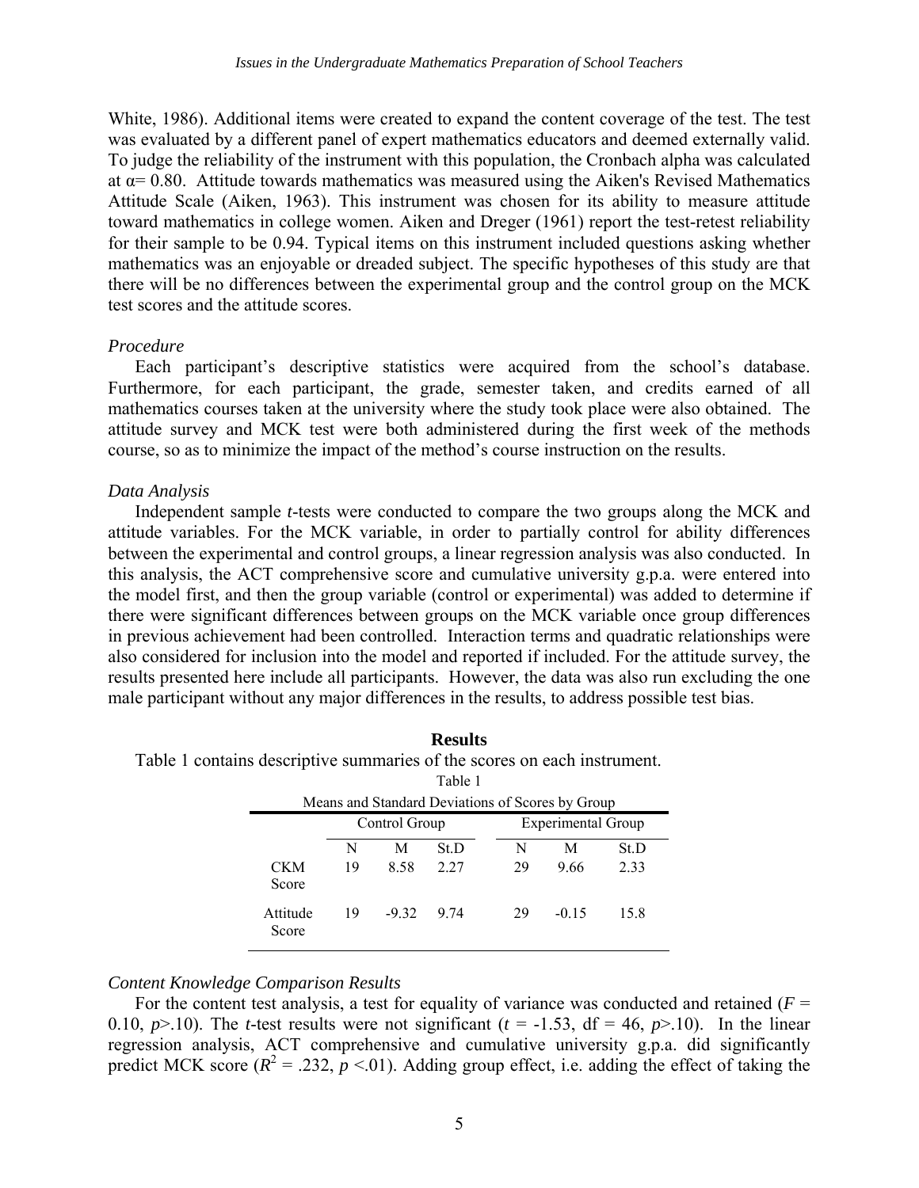White, 1986). Additional items were created to expand the content coverage of the test. The test was evaluated by a different panel of expert mathematics educators and deemed externally valid. To judge the reliability of the instrument with this population, the Cronbach alpha was calculated at $\alpha = 0.80$. Attitude towards mathematics was measured using the Aiken's Revised Mathematics Attitude Scale (Aiken, 1963). This instrument was chosen for its ability to measure attitude toward mathematics in college women. Aiken and Dreger (1961) report the test-retest reliability for their sample to be 0.94. Typical items on this instrument included questions asking whether mathematics was an enjoyable or dreaded subject. The specific hypotheses of this study are that there will be no differences between the experimental group and the control group on the MCK test scores and the attitude scores.

### *Procedure*

Each participant's descriptive statistics were acquired from the school's database. Furthermore, for each participant, the grade, semester taken, and credits earned of all mathematics courses taken at the university where the study took place were also obtained. The attitude survey and MCK test were both administered during the first week of the methods course, so as to minimize the impact of the method's course instruction on the results.

### *Data Analysis*

Independent sample *t*-tests were conducted to compare the two groups along the MCK and attitude variables. For the MCK variable, in order to partially control for ability differences between the experimental and control groups, a linear regression analysis was also conducted. In this analysis, the ACT comprehensive score and cumulative university g.p.a. were entered into the model first, and then the group variable (control or experimental) was added to determine if there were significant differences between groups on the MCK variable once group differences in previous achievement had been controlled. Interaction terms and quadratic relationships were also considered for inclusion into the model and reported if included. For the attitude survey, the results presented here include all participants. However, the data was also run excluding the one male participant without any major differences in the results, to address possible test bias.

## Results

Table 1 contains descriptive summaries of the scores on each instrument.

Table 1

Means and Standard Deviations of Scores by Group

| | Control Group | | | Experimental Group | | |
|---|---|---|---|---|---|---|
| | N | M | St.D | N | M | St.D |
| CKM Score | 19 | 8.58 | 2.27 | 29 | 9.66 | 2.33 |
| Attitude Score | 19 | -9.32 | 9.74 | 29 | -0.15 | 15.8 |

### *Content Knowledge Comparison Results*

For the content test analysis, a test for equality of variance was conducted and retained ($F = 0.10$, $p > .10$). The *t*-test results were not significant ($t = -1.53$, df = 46, $p > .10$). In the linear regression analysis, ACT comprehensive and cumulative university g.p.a. did significantly predict MCK score ($R^2 = .232$, $p < .01$). Adding group effect, i.e. adding the effect of taking the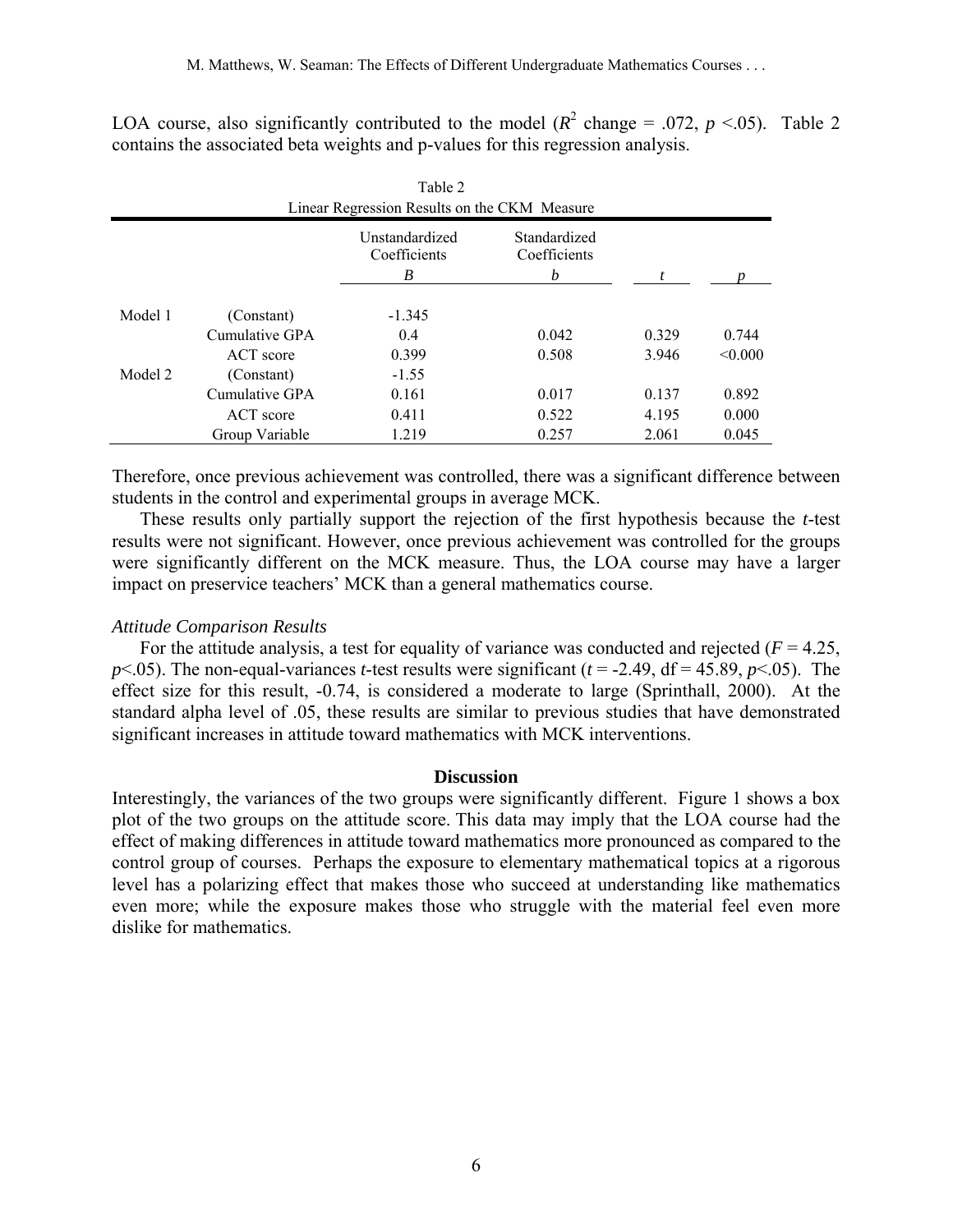LOA course, also significantly contributed to the model ($R^2$ change = .072, $p$ <.05). Table 2 contains the associated beta weights and p-values for this regression analysis.

Table 2
Linear Regression Results on the CKM Measure

| | | Unstandardized Coefficients | Standardized Coefficients | | |
|---|---|---|---|---|---|
| | | *B* | *b* | *t* | *p* |
| Model 1 | (Constant) | -1.345 | | | |
| | Cumulative GPA | 0.4 | 0.042 | 0.329 | 0.744 |
| | ACT score | 0.399 | 0.508 | 3.946 | <0.000 |
| Model 2 | (Constant) | -1.55 | | | |
| | Cumulative GPA | 0.161 | 0.017 | 0.137 | 0.892 |
| | ACT score | 0.411 | 0.522 | 4.195 | 0.000 |
| | Group Variable | 1.219 | 0.257 | 2.061 | 0.045 |

Therefore, once previous achievement was controlled, there was a significant difference between students in the control and experimental groups in average MCK.

These results only partially support the rejection of the first hypothesis because the *t*-test results were not significant. However, once previous achievement was controlled for the groups were significantly different on the MCK measure. Thus, the LOA course may have a larger impact on preservice teachers' MCK than a general mathematics course.

*Attitude Comparison Results*

For the attitude analysis, a test for equality of variance was conducted and rejected ($F$ = 4.25, $p$<.05). The non-equal-variances *t*-test results were significant ($t$ = -2.49, df = 45.89, $p$<.05). The effect size for this result, -0.74, is considered a moderate to large (Sprinthall, 2000). At the standard alpha level of .05, these results are similar to previous studies that have demonstrated significant increases in attitude toward mathematics with MCK interventions.

## Discussion

Interestingly, the variances of the two groups were significantly different. Figure 1 shows a box plot of the two groups on the attitude score. This data may imply that the LOA course had the effect of making differences in attitude toward mathematics more pronounced as compared to the control group of courses. Perhaps the exposure to elementary mathematical topics at a rigorous level has a polarizing effect that makes those who succeed at understanding like mathematics even more; while the exposure makes those who struggle with the material feel even more dislike for mathematics.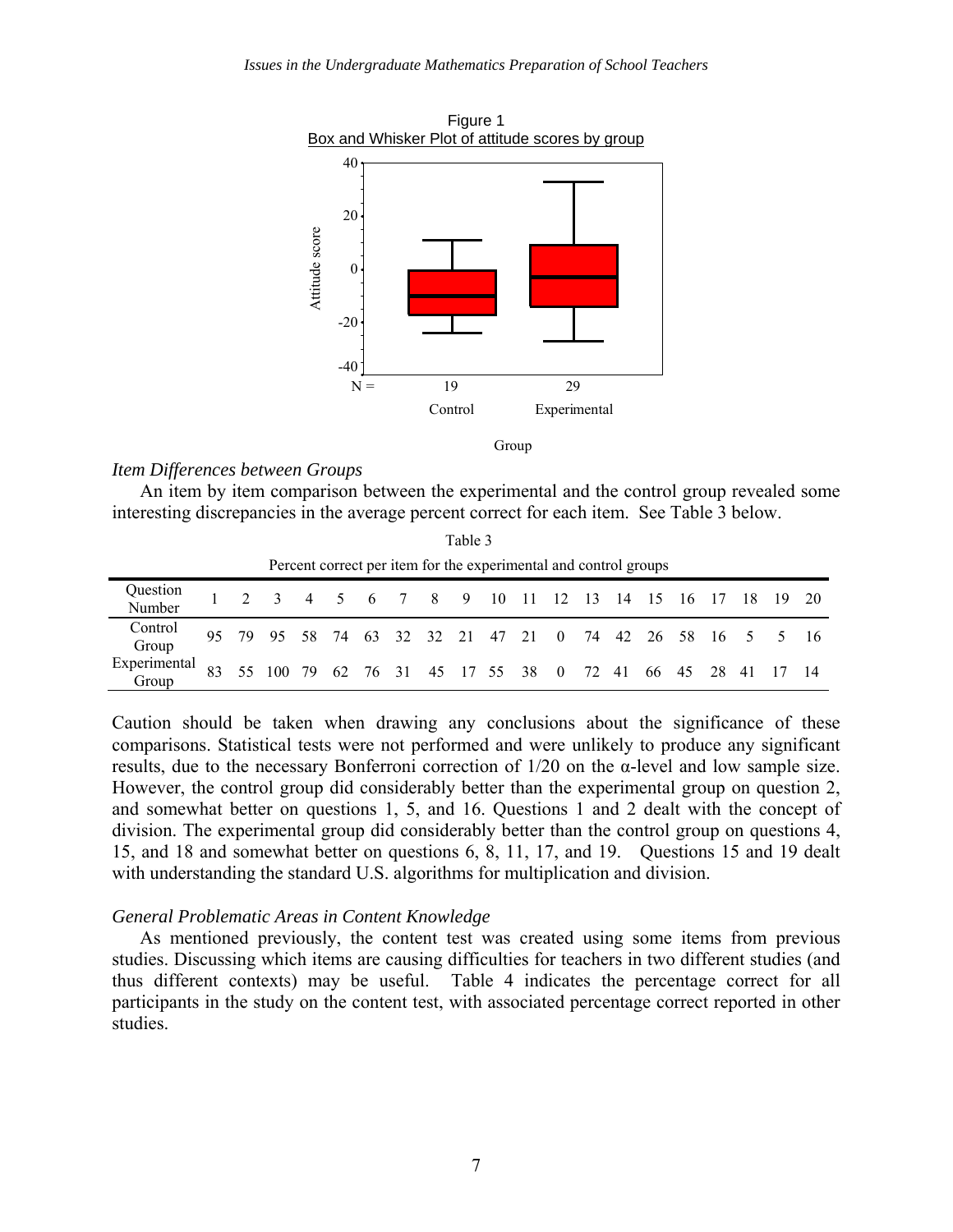Figure 1

Box and Whisker Plot of attitude scores by group

*Item Differences between Groups*

An item by item comparison between the experimental and the control group revealed some interesting discrepancies in the average percent correct for each item. See Table 3 below.

Table 3

Percent correct per item for the experimental and control groups

| Question Number | 1 | 2 | 3 | 4 | 5 | 6 | 7 | 8 | 9 | 10 | 11 | 12 | 13 | 14 | 15 | 16 | 17 | 18 | 19 | 20 |
|---|---|---|---|---|---|---|---|---|---|---|---|---|---|---|---|---|---|---|---|---|
| Control Group | 95 | 79 | 95 | 58 | 74 | 63 | 32 | 32 | 21 | 47 | 21 | 0 | 74 | 42 | 26 | 58 | 16 | 5 | 5 | 16 |
| Experimental Group | 83 | 55 | 100 | 79 | 62 | 76 | 31 | 45 | 17 | 55 | 38 | 0 | 72 | 41 | 66 | 45 | 28 | 41 | 17 | 14 |

Caution should be taken when drawing any conclusions about the significance of these comparisons. Statistical tests were not performed and were unlikely to produce any significant results, due to the necessary Bonferroni correction of 1/20 on the $\alpha$-level and low sample size. However, the control group did considerably better than the experimental group on question 2, and somewhat better on questions 1, 5, and 16. Questions 1 and 2 dealt with the concept of division. The experimental group did considerably better than the control group on questions 4, 15, and 18 and somewhat better on questions 6, 8, 11, 17, and 19. Questions 15 and 19 dealt with understanding the standard U.S. algorithms for multiplication and division.

*General Problematic Areas in Content Knowledge*

As mentioned previously, the content test was created using some items from previous studies. Discussing which items are causing difficulties for teachers in two different studies (and thus different contexts) may be useful. Table 4 indicates the percentage correct for all participants in the study on the content test, with associated percentage correct reported in other studies.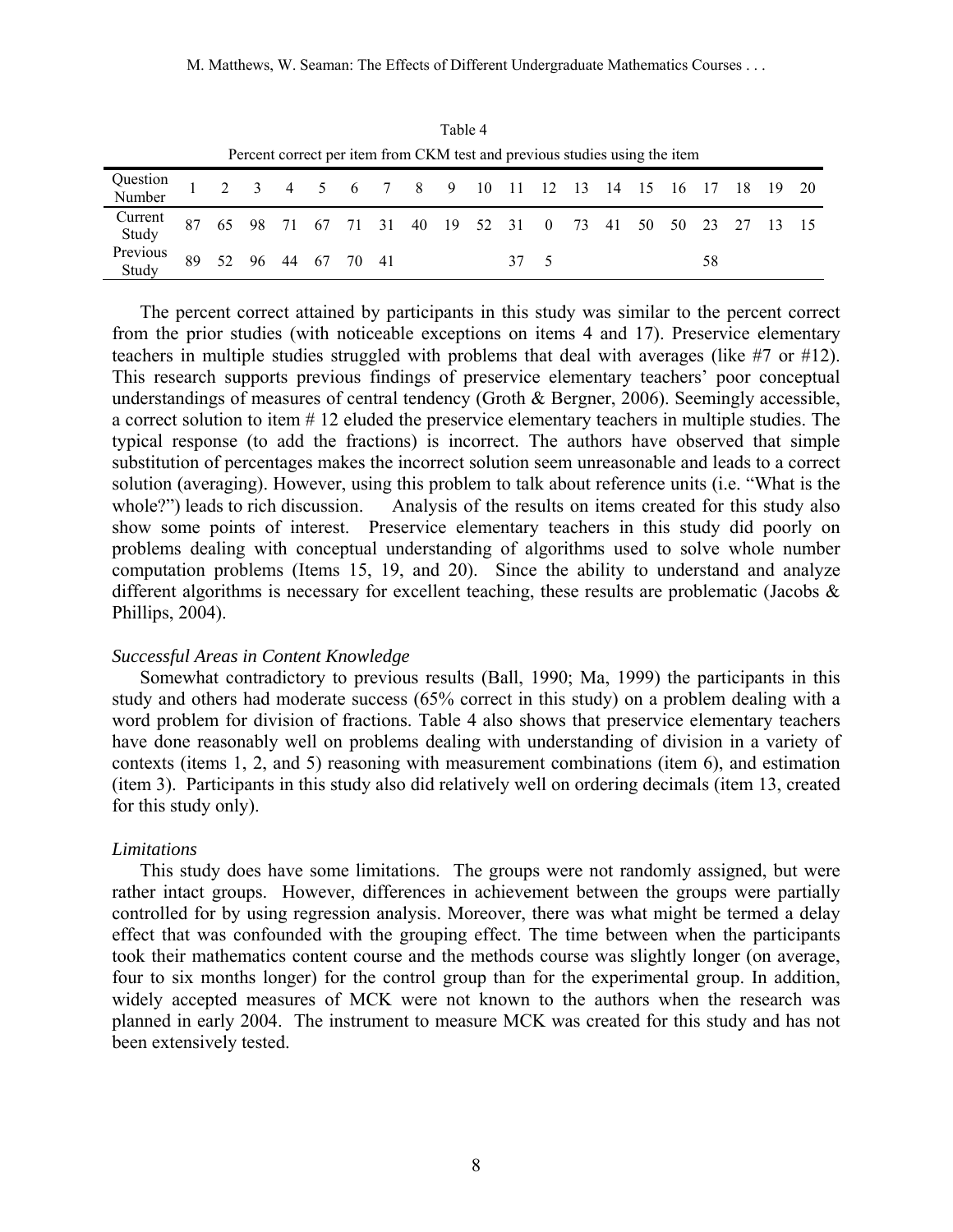Table 4

Percent correct per item from CKM test and previous studies using the item

| Question Number | 1 | 2 | 3 | 4 | 5 | 6 | 7 | 8 | 9 | 10 | 11 | 12 | 13 | 14 | 15 | 16 | 17 | 18 | 19 | 20 |
|---|---|---|---|---|---|---|---|---|---|---|---|---|---|---|---|---|---|---|---|---|
| Current Study | 87 | 65 | 98 | 71 | 67 | 71 | 31 | 40 | 19 | 52 | 31 | 0 | 73 | 41 | 50 | 50 | 23 | 27 | 13 | 15 |
| Previous Study | 89 | 52 | 96 | 44 | 67 | 70 | 41 | | | | 37 | 5 | | | | | 58 | | | |

The percent correct attained by participants in this study was similar to the percent correct from the prior studies (with noticeable exceptions on items 4 and 17). Preservice elementary teachers in multiple studies struggled with problems that deal with averages (like #7 or #12). This research supports previous findings of preservice elementary teachers' poor conceptual understandings of measures of central tendency (Groth & Bergner, 2006). Seemingly accessible, a correct solution to item # 12 eluded the preservice elementary teachers in multiple studies. The typical response (to add the fractions) is incorrect. The authors have observed that simple substitution of percentages makes the incorrect solution seem unreasonable and leads to a correct solution (averaging). However, using this problem to talk about reference units (i.e. "What is the whole?") leads to rich discussion. Analysis of the results on items created for this study also show some points of interest. Preservice elementary teachers in this study did poorly on problems dealing with conceptual understanding of algorithms used to solve whole number computation problems (Items 15, 19, and 20). Since the ability to understand and analyze different algorithms is necessary for excellent teaching, these results are problematic (Jacobs & Phillips, 2004).

*Successful Areas in Content Knowledge*

Somewhat contradictory to previous results (Ball, 1990; Ma, 1999) the participants in this study and others had moderate success (65% correct in this study) on a problem dealing with a word problem for division of fractions. Table 4 also shows that preservice elementary teachers have done reasonably well on problems dealing with understanding of division in a variety of contexts (items 1, 2, and 5) reasoning with measurement combinations (item 6), and estimation (item 3). Participants in this study also did relatively well on ordering decimals (item 13, created for this study only).

*Limitations*

This study does have some limitations. The groups were not randomly assigned, but were rather intact groups. However, differences in achievement between the groups were partially controlled for by using regression analysis. Moreover, there was what might be termed a delay effect that was confounded with the grouping effect. The time between when the participants took their mathematics content course and the methods course was slightly longer (on average, four to six months longer) for the control group than for the experimental group. In addition, widely accepted measures of MCK were not known to the authors when the research was planned in early 2004. The instrument to measure MCK was created for this study and has not been extensively tested.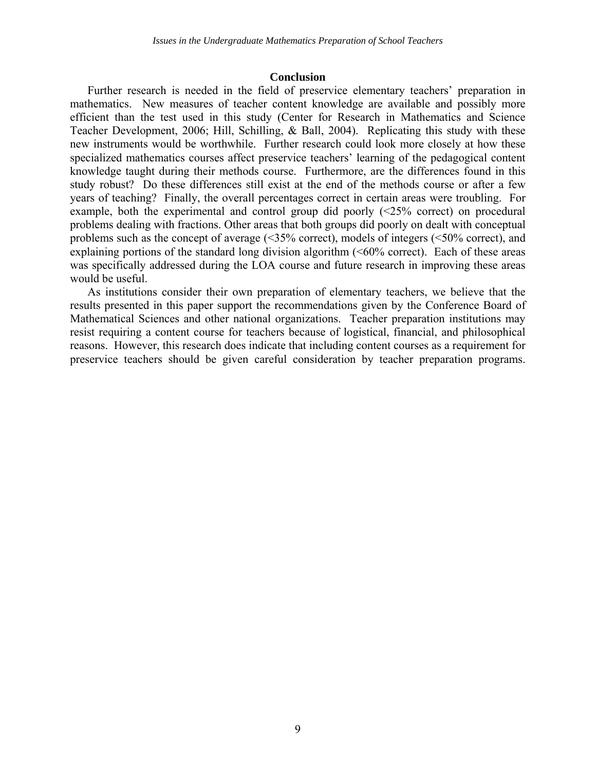## Conclusion

Further research is needed in the field of preservice elementary teachers' preparation in mathematics. New measures of teacher content knowledge are available and possibly more efficient than the test used in this study (Center for Research in Mathematics and Science Teacher Development, 2006; Hill, Schilling, & Ball, 2004). Replicating this study with these new instruments would be worthwhile. Further research could look more closely at how these specialized mathematics courses affect preservice teachers' learning of the pedagogical content knowledge taught during their methods course. Furthermore, are the differences found in this study robust? Do these differences still exist at the end of the methods course or after a few years of teaching? Finally, the overall percentages correct in certain areas were troubling. For example, both the experimental and control group did poorly (<25% correct) on procedural problems dealing with fractions. Other areas that both groups did poorly on dealt with conceptual problems such as the concept of average (<35% correct), models of integers (<50% correct), and explaining portions of the standard long division algorithm (<60% correct). Each of these areas was specifically addressed during the LOA course and future research in improving these areas would be useful.

As institutions consider their own preparation of elementary teachers, we believe that the results presented in this paper support the recommendations given by the Conference Board of Mathematical Sciences and other national organizations. Teacher preparation institutions may resist requiring a content course for teachers because of logistical, financial, and philosophical reasons. However, this research does indicate that including content courses as a requirement for preservice teachers should be given careful consideration by teacher preparation programs.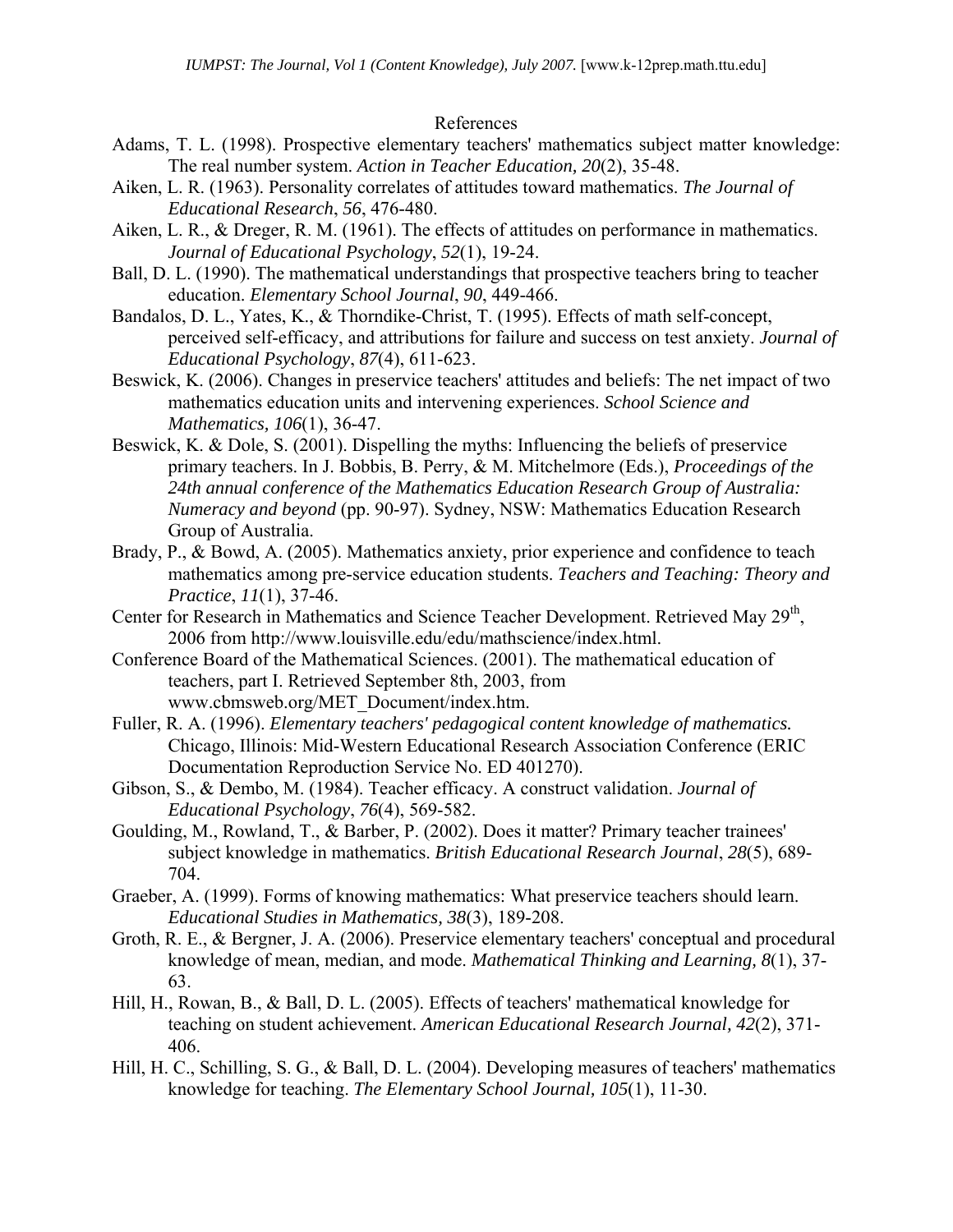# References

Adams, T. L. (1998). Prospective elementary teachers' mathematics subject matter knowledge: The real number system. *Action in Teacher Education, 20*(2), 35-48.

Aiken, L. R. (1963). Personality correlates of attitudes toward mathematics. *The Journal of Educational Research*, *56*, 476-480.

Aiken, L. R., & Dreger, R. M. (1961). The effects of attitudes on performance in mathematics. *Journal of Educational Psychology*, *52*(1), 19-24.

Ball, D. L. (1990). The mathematical understandings that prospective teachers bring to teacher education. *Elementary School Journal*, *90*, 449-466.

Bandalos, D. L., Yates, K., & Thorndike-Christ, T. (1995). Effects of math self-concept, perceived self-efficacy, and attributions for failure and success on test anxiety. *Journal of Educational Psychology*, *87*(4), 611-623.

Beswick, K. (2006). Changes in preservice teachers' attitudes and beliefs: The net impact of two mathematics education units and intervening experiences. *School Science and Mathematics, 106*(1), 36-47.

Beswick, K. & Dole, S. (2001). Dispelling the myths: Influencing the beliefs of preservice primary teachers. In J. Bobbis, B. Perry, & M. Mitchelmore (Eds.), *Proceedings of the 24th annual conference of the Mathematics Education Research Group of Australia: Numeracy and beyond* (pp. 90-97). Sydney, NSW: Mathematics Education Research Group of Australia.

Brady, P., & Bowd, A. (2005). Mathematics anxiety, prior experience and confidence to teach mathematics among pre-service education students. *Teachers and Teaching: Theory and Practice*, *11*(1), 37-46.

Center for Research in Mathematics and Science Teacher Development. Retrieved May 29th, 2006 from http://www.louisville.edu/edu/mathscience/index.html.

Conference Board of the Mathematical Sciences. (2001). The mathematical education of teachers, part I. Retrieved September 8th, 2003, from www.cbmsweb.org/MET_Document/index.htm.

Fuller, R. A. (1996). *Elementary teachers' pedagogical content knowledge of mathematics.* Chicago, Illinois: Mid-Western Educational Research Association Conference (ERIC Documentation Reproduction Service No. ED 401270).

Gibson, S., & Dembo, M. (1984). Teacher efficacy. A construct validation. *Journal of Educational Psychology*, *76*(4), 569-582.

Goulding, M., Rowland, T., & Barber, P. (2002). Does it matter? Primary teacher trainees' subject knowledge in mathematics. *British Educational Research Journal*, *28*(5), 689-704.

Graeber, A. (1999). Forms of knowing mathematics: What preservice teachers should learn. *Educational Studies in Mathematics, 38*(3), 189-208.

Groth, R. E., & Bergner, J. A. (2006). Preservice elementary teachers' conceptual and procedural knowledge of mean, median, and mode. *Mathematical Thinking and Learning, 8*(1), 37-63.

Hill, H., Rowan, B., & Ball, D. L. (2005). Effects of teachers' mathematical knowledge for teaching on student achievement. *American Educational Research Journal, 42*(2), 371-406.

Hill, H. C., Schilling, S. G., & Ball, D. L. (2004). Developing measures of teachers' mathematics knowledge for teaching. *The Elementary School Journal, 105*(1), 11-30.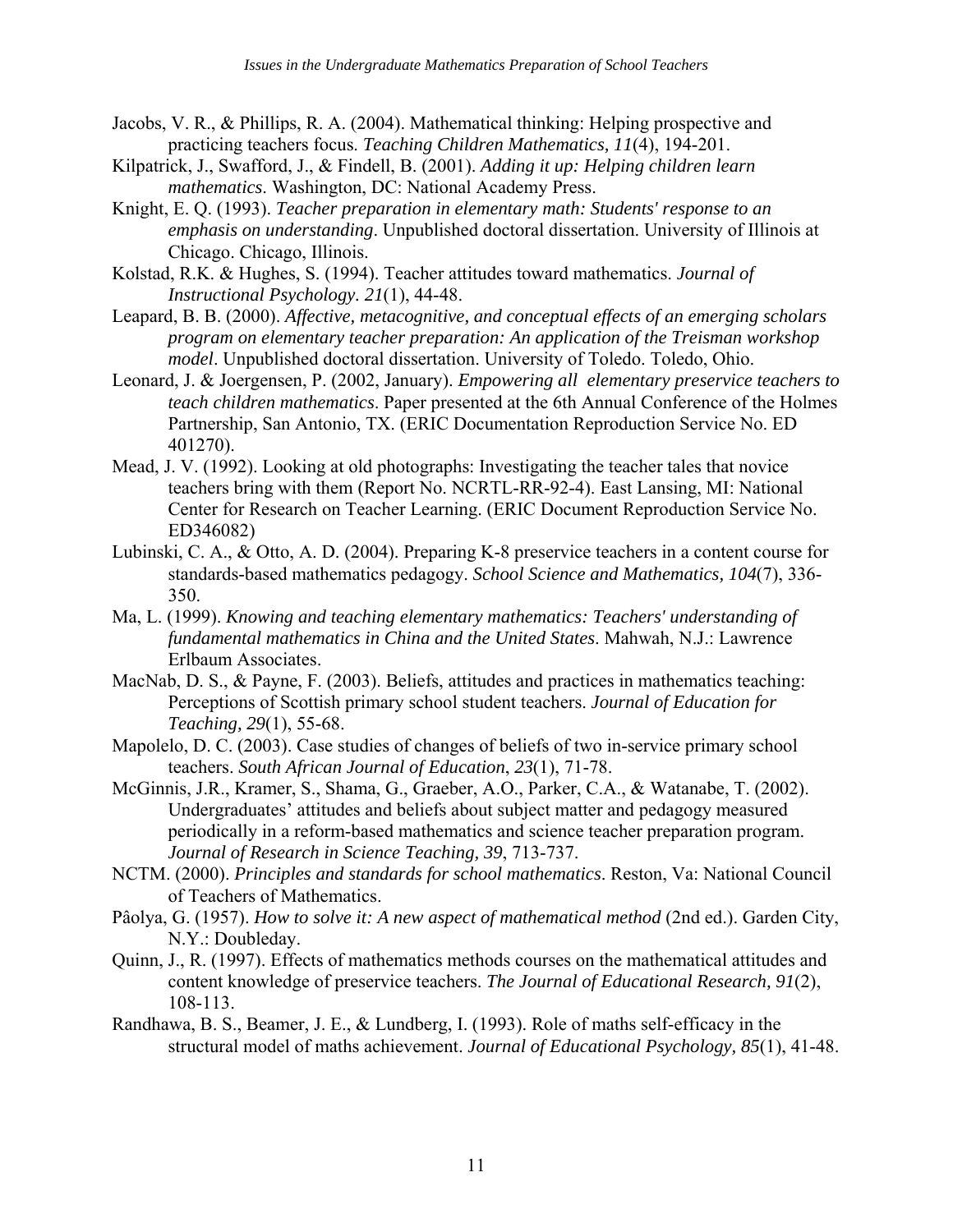Jacobs, V. R., & Phillips, R. A. (2004). Mathematical thinking: Helping prospective and practicing teachers focus. *Teaching Children Mathematics, 11*(4), 194-201.

Kilpatrick, J., Swafford, J., & Findell, B. (2001). *Adding it up: Helping children learn mathematics*. Washington, DC: National Academy Press.

Knight, E. Q. (1993). *Teacher preparation in elementary math: Students' response to an emphasis on understanding*. Unpublished doctoral dissertation. University of Illinois at Chicago. Chicago, Illinois.

Kolstad, R.K. & Hughes, S. (1994). Teacher attitudes toward mathematics. *Journal of Instructional Psychology. 21*(1), 44-48.

Leapard, B. B. (2000). *Affective, metacognitive, and conceptual effects of an emerging scholars program on elementary teacher preparation: An application of the Treisman workshop model*. Unpublished doctoral dissertation. University of Toledo. Toledo, Ohio.

Leonard, J. & Joergensen, P. (2002, January). *Empowering all elementary preservice teachers to teach children mathematics*. Paper presented at the 6th Annual Conference of the Holmes Partnership, San Antonio, TX. (ERIC Documentation Reproduction Service No. ED 401270).

Mead, J. V. (1992). Looking at old photographs: Investigating the teacher tales that novice teachers bring with them (Report No. NCRTL-RR-92-4). East Lansing, MI: National Center for Research on Teacher Learning. (ERIC Document Reproduction Service No. ED346082)

Lubinski, C. A., & Otto, A. D. (2004). Preparing K-8 preservice teachers in a content course for standards-based mathematics pedagogy. *School Science and Mathematics, 104*(7), 336-350.

Ma, L. (1999). *Knowing and teaching elementary mathematics: Teachers' understanding of fundamental mathematics in China and the United States*. Mahwah, N.J.: Lawrence Erlbaum Associates.

MacNab, D. S., & Payne, F. (2003). Beliefs, attitudes and practices in mathematics teaching: Perceptions of Scottish primary school student teachers. *Journal of Education for Teaching, 29*(1), 55-68.

Mapolelo, D. C. (2003). Case studies of changes of beliefs of two in-service primary school teachers. *South African Journal of Education*, *23*(1), 71-78.

McGinnis, J.R., Kramer, S., Shama, G., Graeber, A.O., Parker, C.A., & Watanabe, T. (2002). Undergraduates' attitudes and beliefs about subject matter and pedagogy measured periodically in a reform-based mathematics and science teacher preparation program. *Journal of Research in Science Teaching, 39*, 713-737.

NCTM. (2000). *Principles and standards for school mathematics*. Reston, Va: National Council of Teachers of Mathematics.

Pâolya, G. (1957). *How to solve it: A new aspect of mathematical method* (2nd ed.). Garden City, N.Y.: Doubleday.

Quinn, J., R. (1997). Effects of mathematics methods courses on the mathematical attitudes and content knowledge of preservice teachers. *The Journal of Educational Research, 91*(2), 108-113.

Randhawa, B. S., Beamer, J. E., & Lundberg, I. (1993). Role of maths self-efficacy in the structural model of maths achievement. *Journal of Educational Psychology, 85*(1), 41-48.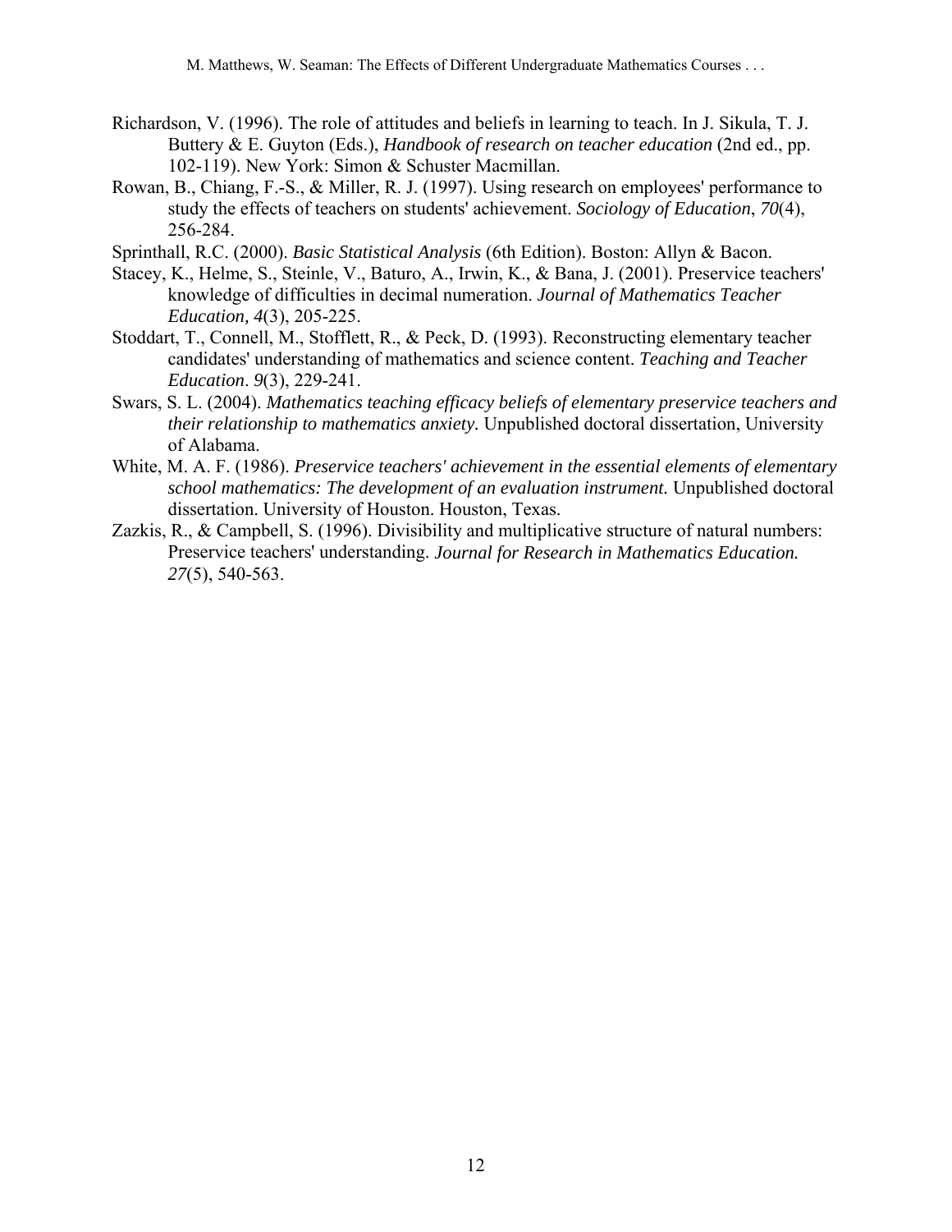Richardson, V. (1996). The role of attitudes and beliefs in learning to teach. In J. Sikula, T. J. Buttery & E. Guyton (Eds.), *Handbook of research on teacher education* (2nd ed., pp. 102-119). New York: Simon & Schuster Macmillan.

Rowan, B., Chiang, F.-S., & Miller, R. J. (1997). Using research on employees' performance to study the effects of teachers on students' achievement. *Sociology of Education*, *70*(4), 256-284.

Sprinthall, R.C. (2000). *Basic Statistical Analysis* (6th Edition). Boston: Allyn & Bacon.

Stacey, K., Helme, S., Steinle, V., Baturo, A., Irwin, K., & Bana, J. (2001). Preservice teachers' knowledge of difficulties in decimal numeration. *Journal of Mathematics Teacher Education, 4*(3), 205-225.

Stoddart, T., Connell, M., Stofflett, R., & Peck, D. (1993). Reconstructing elementary teacher candidates' understanding of mathematics and science content. *Teaching and Teacher Education*. *9*(3), 229-241.

Swars, S. L. (2004). *Mathematics teaching efficacy beliefs of elementary preservice teachers and their relationship to mathematics anxiety.* Unpublished doctoral dissertation, University of Alabama.

White, M. A. F. (1986). *Preservice teachers' achievement in the essential elements of elementary school mathematics: The development of an evaluation instrument.* Unpublished doctoral dissertation. University of Houston. Houston, Texas.

Zazkis, R., & Campbell, S. (1996). Divisibility and multiplicative structure of natural numbers: Preservice teachers' understanding. *Journal for Research in Mathematics Education. 27*(5), 540-563.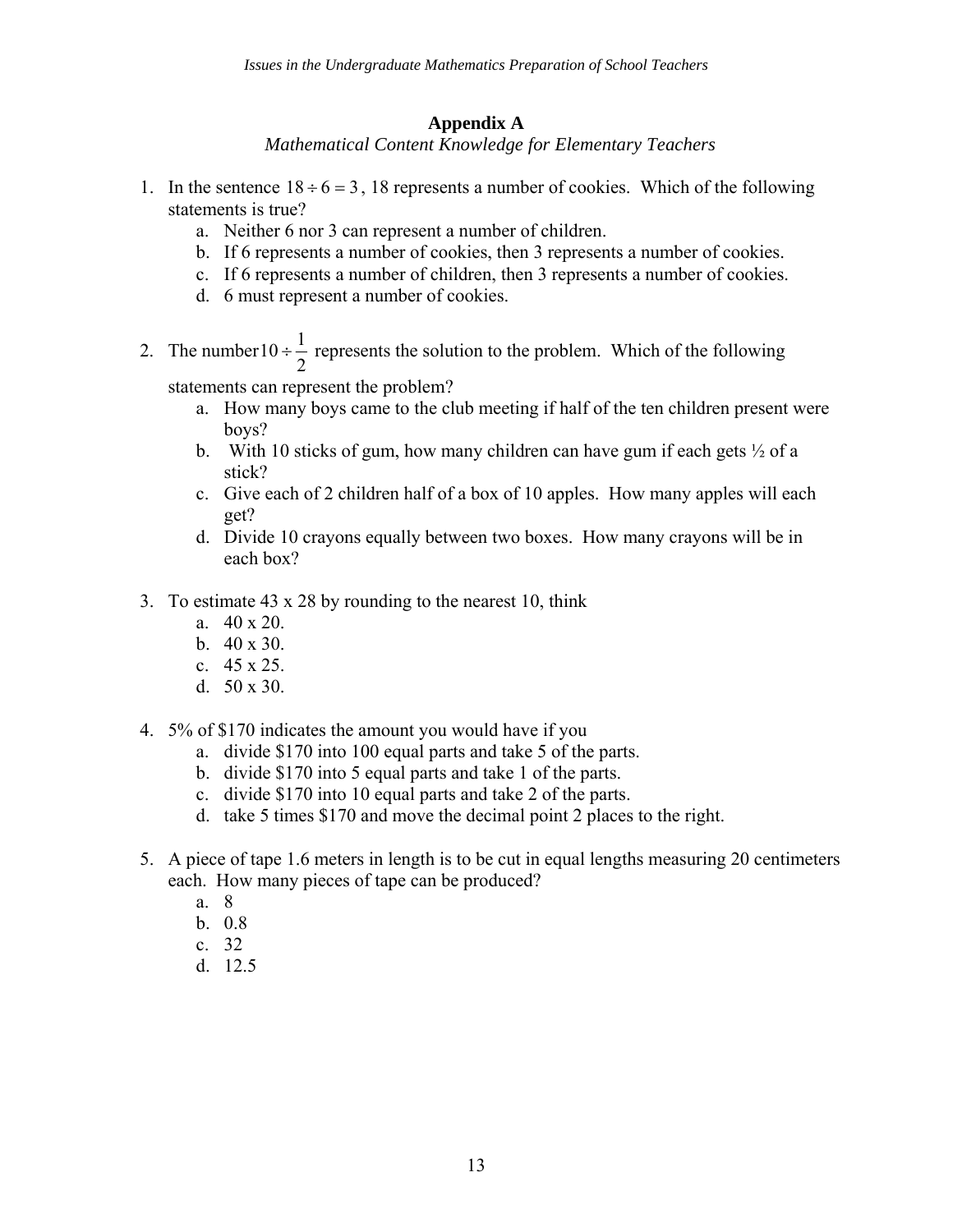## Appendix A

*Mathematical Content Knowledge for Elementary Teachers*

1. In the sentence $18 \div 6 = 3$, 18 represents a number of cookies. Which of the following statements is true?
   a. Neither 6 nor 3 can represent a number of children.
   b. If 6 represents a number of cookies, then 3 represents a number of cookies.
   c. If 6 represents a number of children, then 3 represents a number of cookies.
   d. 6 must represent a number of cookies.

2. The number $10 \div \frac{1}{2}$ represents the solution to the problem. Which of the following statements can represent the problem?
   a. How many boys came to the club meeting if half of the ten children present were boys?
   b. With 10 sticks of gum, how many children can have gum if each gets ½ of a stick?
   c. Give each of 2 children half of a box of 10 apples. How many apples will each get?
   d. Divide 10 crayons equally between two boxes. How many crayons will be in each box?

3. To estimate 43 x 28 by rounding to the nearest 10, think
   a. 40 x 20.
   b. 40 x 30.
   c. 45 x 25.
   d. 50 x 30.

4. 5% of $170 indicates the amount you would have if you
   a. divide $170 into 100 equal parts and take 5 of the parts.
   b. divide $170 into 5 equal parts and take 1 of the parts.
   c. divide $170 into 10 equal parts and take 2 of the parts.
   d. take 5 times $170 and move the decimal point 2 places to the right.

5. A piece of tape 1.6 meters in length is to be cut in equal lengths measuring 20 centimeters each. How many pieces of tape can be produced?
   a. 8
   b. 0.8
   c. 32
   d. 12.5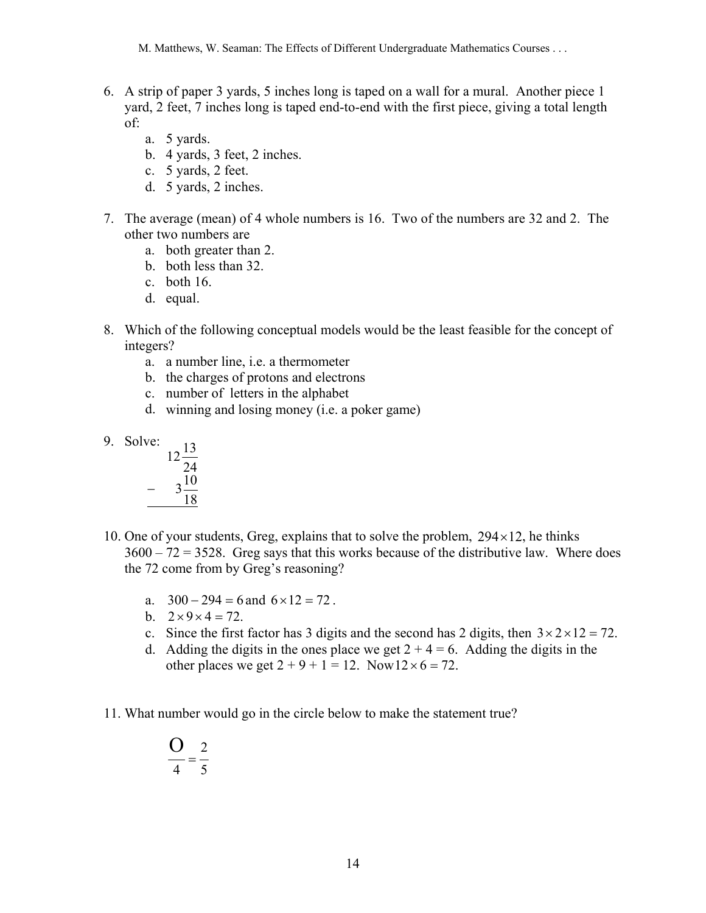6. A strip of paper 3 yards, 5 inches long is taped on a wall for a mural. Another piece 1 yard, 2 feet, 7 inches long is taped end-to-end with the first piece, giving a total length of:
   a. 5 yards.
   b. 4 yards, 3 feet, 2 inches.
   c. 5 yards, 2 feet.
   d. 5 yards, 2 inches.

7. The average (mean) of 4 whole numbers is 16. Two of the numbers are 32 and 2. The other two numbers are
   a. both greater than 2.
   b. both less than 32.
   c. both 16.
   d. equal.

8. Which of the following conceptual models would be the least feasible for the concept of integers?
   a. a number line, i.e. a thermometer
   b. the charges of protons and electrons
   c. number of letters in the alphabet
   d. winning and losing money (i.e. a poker game)

9. Solve:

$$\begin{array}{r} 12\frac{13}{24} \\ -\quad 3\frac{10}{18} \\ \hline \end{array}$$

10. One of your students, Greg, explains that to solve the problem, $294 \times 12$, he thinks $3600 - 72 = 3528$. Greg says that this works because of the distributive law. Where does the 72 come from by Greg's reasoning?

    a. $300 - 294 = 6$ and $6 \times 12 = 72$.
    b. $2 \times 9 \times 4 = 72$.
    c. Since the first factor has 3 digits and the second has 2 digits, then $3 \times 2 \times 12 = 72$.
    d. Adding the digits in the ones place we get $2 + 4 = 6$. Adding the digits in the other places we get $2 + 9 + 1 = 12$. Now $12 \times 6 = 72$.

11. What number would go in the circle below to make the statement true?

$$\frac{\text{O}}{4} = \frac{2}{5}$$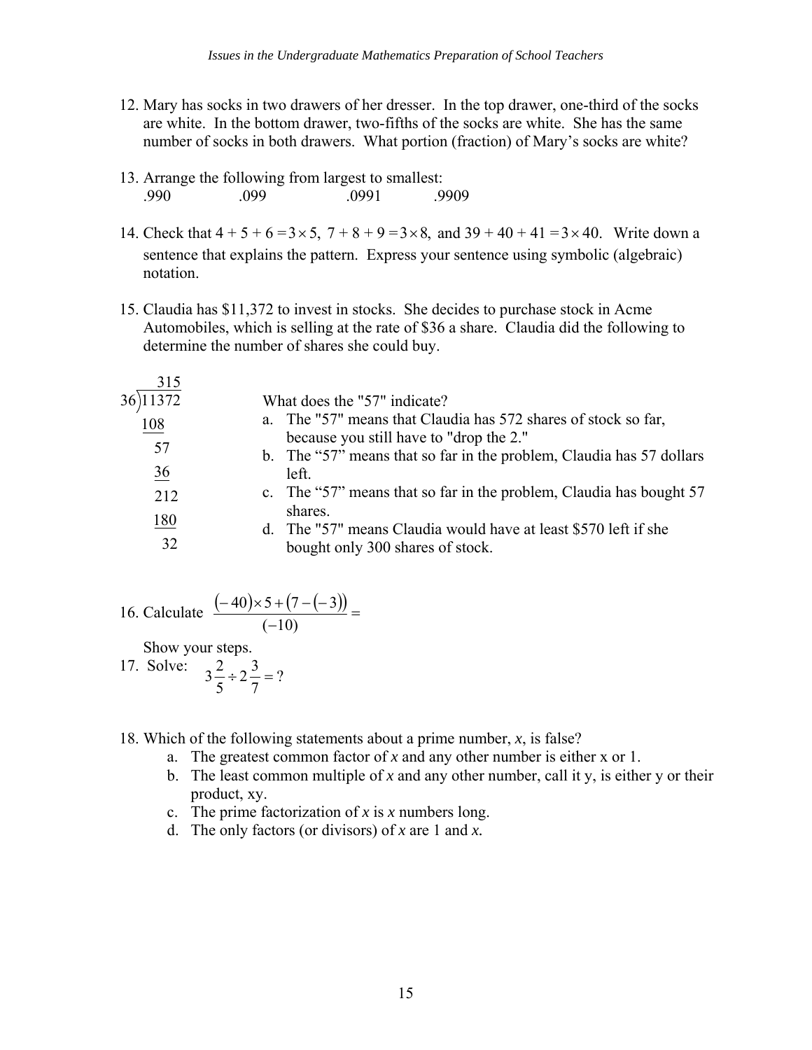12. Mary has socks in two drawers of her dresser. In the top drawer, one-third of the socks are white. In the bottom drawer, two-fifths of the socks are white. She has the same number of socks in both drawers. What portion (fraction) of Mary's socks are white?

13. Arrange the following from largest to smallest:
    .990 .099 .0991 .9909

14. Check that $4 + 5 + 6 = 3 \times 5$, $7 + 8 + 9 = 3 \times 8$, and $39 + 40 + 41 = 3 \times 40$. Write down a sentence that explains the pattern. Express your sentence using symbolic (algebraic) notation.

15. Claudia has \$11,372 to invest in stocks. She decides to purchase stock in Acme Automobiles, which is selling at the rate of \$36 a share. Claudia did the following to determine the number of shares she could buy.

```
     315
36)11372
   108
    57
    36
    212
    180
     32
```

What does the "57" indicate?

a. The "57" means that Claudia has 572 shares of stock so far, because you still have to "drop the 2."
b. The "57" means that so far in the problem, Claudia has 57 dollars left.
c. The "57" means that so far in the problem, Claudia has bought 57 shares.
d. The "57" means Claudia would have at least \$570 left if she bought only 300 shares of stock.

16. Calculate $\dfrac{(-40)\times 5 + (7-(-3))}{(-10)} =$

    Show your steps.

17. Solve: $3\dfrac{2}{5} \div 2\dfrac{3}{7} = ?$

18. Which of the following statements about a prime number, *x*, is false?
    a. The greatest common factor of *x* and any other number is either x or 1.
    b. The least common multiple of *x* and any other number, call it y, is either y or their product, xy.
    c. The prime factorization of *x* is *x* numbers long.
    d. The only factors (or divisors) of *x* are 1 and *x*.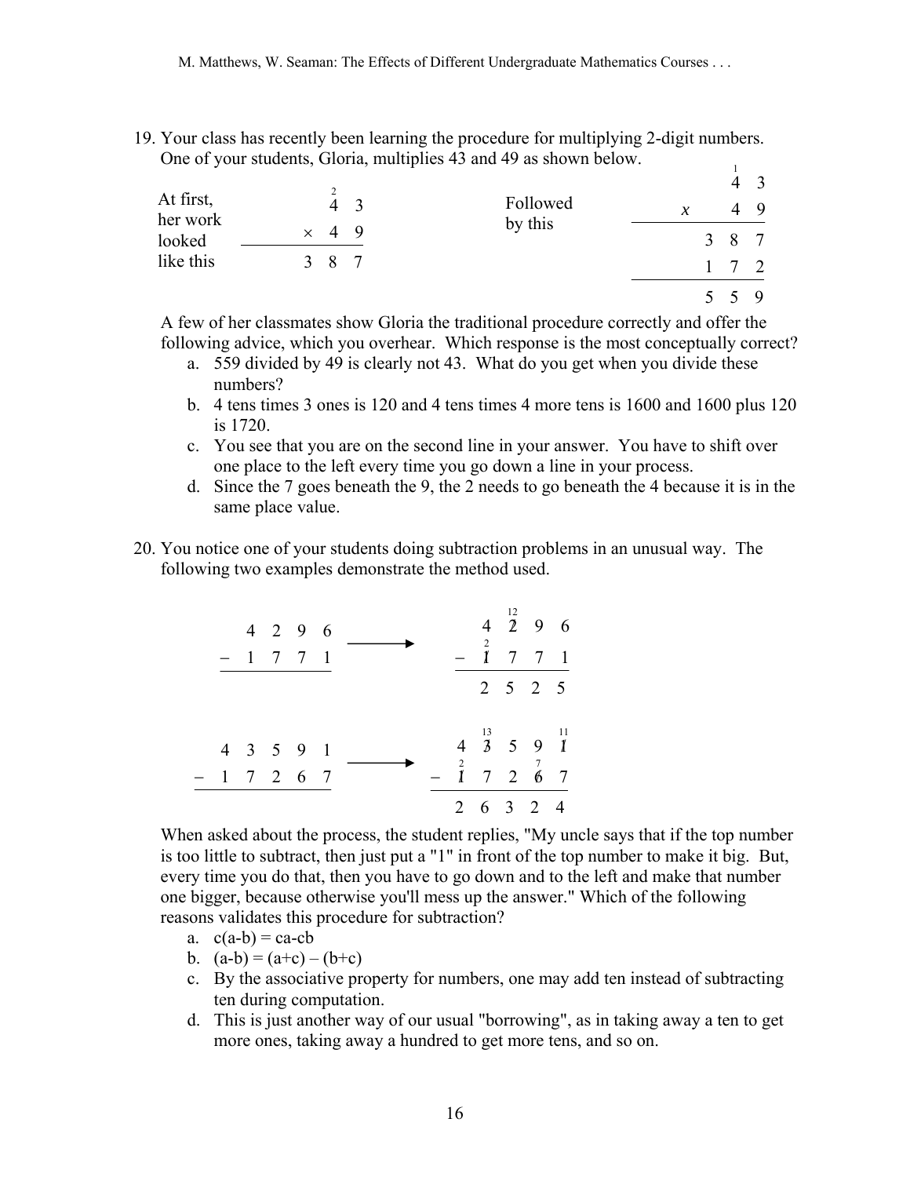19. Your class has recently been learning the procedure for multiplying 2-digit numbers. One of your students, Gloria, multiplies 43 and 49 as shown below.

At first, her work looked like this

$$\begin{array}{r} \overset{2}{4}\ 3 \\ \times\ 4\ 9 \\ \hline 3\ 8\ 7 \end{array}$$

Followed by this

$$\begin{array}{r} \overset{1}{4}\ 3 \\ x\quad 4\ 9 \\ \hline 3\ 8\ 7 \\ 1\ 7\ 2 \\ \hline 5\ 5\ 9 \end{array}$$

A few of her classmates show Gloria the traditional procedure correctly and offer the following advice, which you overhear. Which response is the most conceptually correct?

   a. 559 divided by 49 is clearly not 43. What do you get when you divide these numbers?
   b. 4 tens times 3 ones is 120 and 4 tens times 4 more tens is 1600 and 1600 plus 120 is 1720.
   c. You see that you are on the second line in your answer. You have to shift over one place to the left every time you go down a line in your process.
   d. Since the 7 goes beneath the 9, the 2 needs to go beneath the 4 because it is in the same place value.

20. You notice one of your students doing subtraction problems in an unusual way. The following two examples demonstrate the method used.

$$\begin{array}{r} 4\ 2\ 9\ 6 \\ -\ 1\ 7\ 7\ 1 \\ \hline \end{array} \longrightarrow \begin{array}{r} 4\ \overset{12}{\not 2}\ 9\ 6 \\ -\ \overset{2}{\not 1}\ 7\ 7\ 1 \\ \hline 2\ 5\ 2\ 5 \end{array}$$

$$\begin{array}{r} 4\ 3\ 5\ 9\ 1 \\ -\ 1\ 7\ 2\ 6\ 7 \\ \hline \end{array} \longrightarrow \begin{array}{r} 4\ \overset{13}{\not 3}\ 5\ 9\ \overset{11}{\not 1} \\ -\ \overset{2}{\not 1}\ 7\ 2\ \overset{7}{\not 6}\ 7 \\ \hline 2\ 6\ 3\ 2\ 4 \end{array}$$

When asked about the process, the student replies, "My uncle says that if the top number is too little to subtract, then just put a "1" in front of the top number to make it big. But, every time you do that, then you have to go down and to the left and make that number one bigger, because otherwise you'll mess up the answer." Which of the following reasons validates this procedure for subtraction?

   a. $c(a-b) = ca-cb$
   b. $(a-b) = (a+c) - (b+c)$
   c. By the associative property for numbers, one may add ten instead of subtracting ten during computation.
   d. This is just another way of our usual "borrowing", as in taking away a ten to get more ones, taking away a hundred to get more tens, and so on.